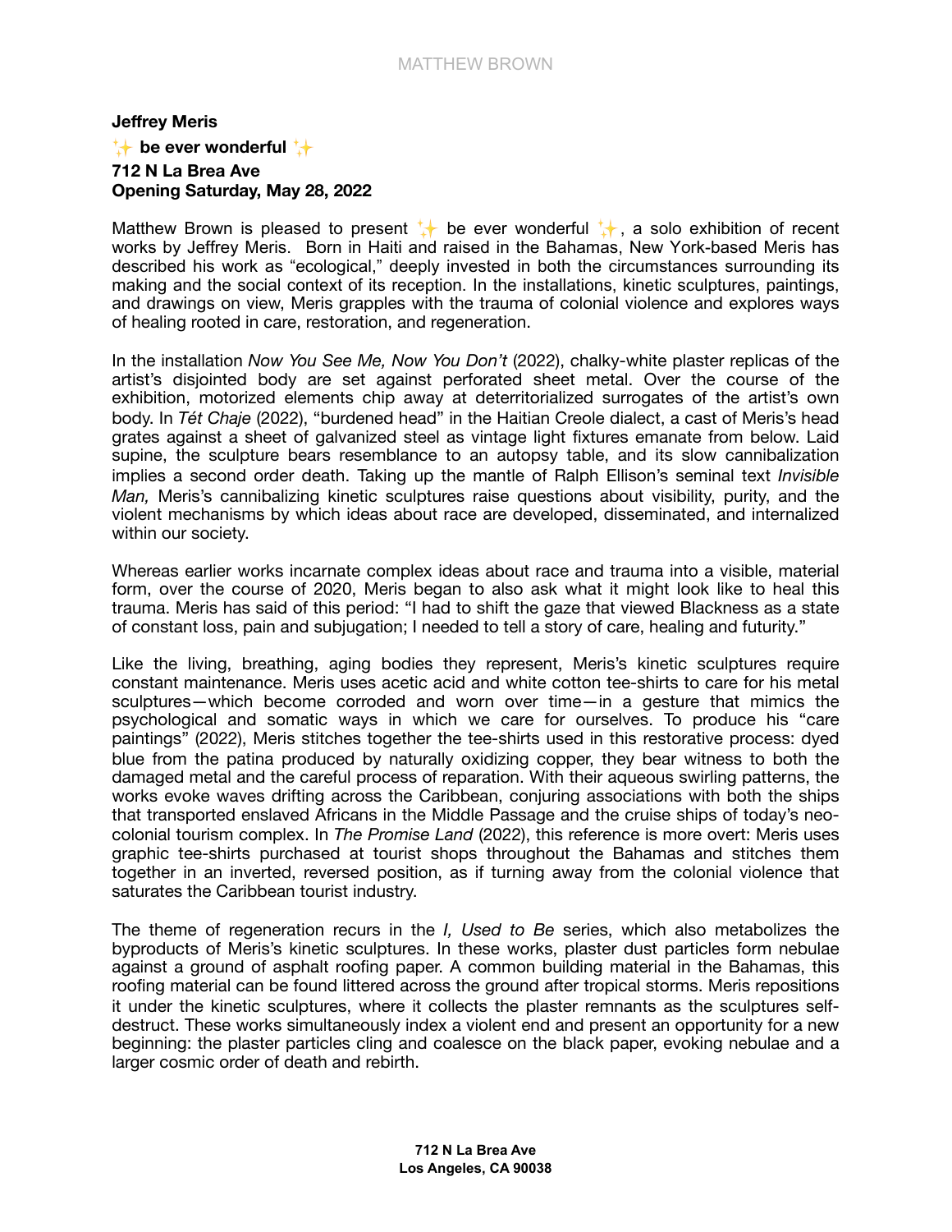**Jeffrey Meris**

**✨ be ever wonderful ✨**

**712 N La Brea Ave**
**Opening Saturday, May 28, 2022**

Matthew Brown is pleased to present ✨ be ever wonderful ✨, a solo exhibition of recent works by Jeffrey Meris. Born in Haiti and raised in the Bahamas, New York-based Meris has described his work as "ecological," deeply invested in both the circumstances surrounding its making and the social context of its reception. In the installations, kinetic sculptures, paintings, and drawings on view, Meris grapples with the trauma of colonial violence and explores ways of healing rooted in care, restoration, and regeneration.

In the installation *Now You See Me, Now You Don't* (2022), chalky-white plaster replicas of the artist's disjointed body are set against perforated sheet metal. Over the course of the exhibition, motorized elements chip away at deterritorialized surrogates of the artist's own body. In *Tét Chaje* (2022), "burdened head" in the Haitian Creole dialect, a cast of Meris's head grates against a sheet of galvanized steel as vintage light fixtures emanate from below. Laid supine, the sculpture bears resemblance to an autopsy table, and its slow cannibalization implies a second order death. Taking up the mantle of Ralph Ellison's seminal text *Invisible Man,* Meris's cannibalizing kinetic sculptures raise questions about visibility, purity, and the violent mechanisms by which ideas about race are developed, disseminated, and internalized within our society.

Whereas earlier works incarnate complex ideas about race and trauma into a visible, material form, over the course of 2020, Meris began to also ask what it might look like to heal this trauma. Meris has said of this period: "I had to shift the gaze that viewed Blackness as a state of constant loss, pain and subjugation; I needed to tell a story of care, healing and futurity."

Like the living, breathing, aging bodies they represent, Meris's kinetic sculptures require constant maintenance. Meris uses acetic acid and white cotton tee-shirts to care for his metal sculptures—which become corroded and worn over time—in a gesture that mimics the psychological and somatic ways in which we care for ourselves. To produce his "care paintings" (2022), Meris stitches together the tee-shirts used in this restorative process: dyed blue from the patina produced by naturally oxidizing copper, they bear witness to both the damaged metal and the careful process of reparation. With their aqueous swirling patterns, the works evoke waves drifting across the Caribbean, conjuring associations with both the ships that transported enslaved Africans in the Middle Passage and the cruise ships of today's neo-colonial tourism complex. In *The Promise Land* (2022), this reference is more overt: Meris uses graphic tee-shirts purchased at tourist shops throughout the Bahamas and stitches them together in an inverted, reversed position, as if turning away from the colonial violence that saturates the Caribbean tourist industry.

The theme of regeneration recurs in the *I, Used to Be* series, which also metabolizes the byproducts of Meris's kinetic sculptures. In these works, plaster dust particles form nebulae against a ground of asphalt roofing paper. A common building material in the Bahamas, this roofing material can be found littered across the ground after tropical storms. Meris repositions it under the kinetic sculptures, where it collects the plaster remnants as the sculptures self-destruct. These works simultaneously index a violent end and present an opportunity for a new beginning: the plaster particles cling and coalesce on the black paper, evoking nebulae and a larger cosmic order of death and rebirth.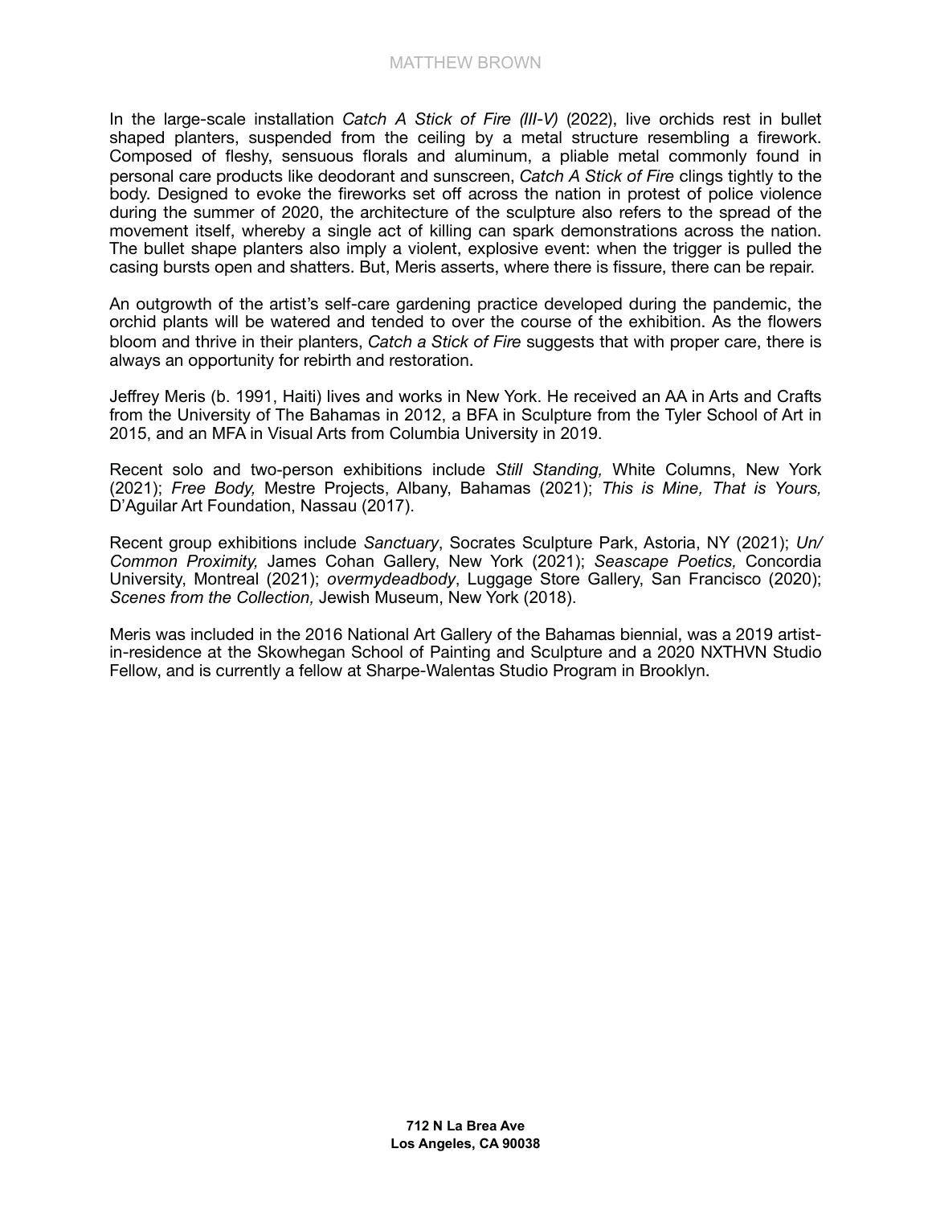In the large-scale installation *Catch A Stick of Fire (III-V)* (2022), live orchids rest in bullet shaped planters, suspended from the ceiling by a metal structure resembling a firework. Composed of fleshy, sensuous florals and aluminum, a pliable metal commonly found in personal care products like deodorant and sunscreen, *Catch A Stick of Fire* clings tightly to the body. Designed to evoke the fireworks set off across the nation in protest of police violence during the summer of 2020, the architecture of the sculpture also refers to the spread of the movement itself, whereby a single act of killing can spark demonstrations across the nation. The bullet shape planters also imply a violent, explosive event: when the trigger is pulled the casing bursts open and shatters. But, Meris asserts, where there is fissure, there can be repair.

An outgrowth of the artist's self-care gardening practice developed during the pandemic, the orchid plants will be watered and tended to over the course of the exhibition. As the flowers bloom and thrive in their planters, *Catch a Stick of Fire* suggests that with proper care, there is always an opportunity for rebirth and restoration.

Jeffrey Meris (b. 1991, Haiti) lives and works in New York. He received an AA in Arts and Crafts from the University of The Bahamas in 2012, a BFA in Sculpture from the Tyler School of Art in 2015, and an MFA in Visual Arts from Columbia University in 2019.

Recent solo and two-person exhibitions include *Still Standing,* White Columns, New York (2021); *Free Body,* Mestre Projects, Albany, Bahamas (2021); *This is Mine, That is Yours,* D'Aguilar Art Foundation, Nassau (2017).

Recent group exhibitions include *Sanctuary*, Socrates Sculpture Park, Astoria, NY (2021); *Un/Common Proximity,* James Cohan Gallery, New York (2021); *Seascape Poetics,* Concordia University, Montreal (2021); *overmydeadbody*, Luggage Store Gallery, San Francisco (2020); *Scenes from the Collection,* Jewish Museum, New York (2018).

Meris was included in the 2016 National Art Gallery of the Bahamas biennial, was a 2019 artist-in-residence at the Skowhegan School of Painting and Sculpture and a 2020 NXTHVN Studio Fellow, and is currently a fellow at Sharpe-Walentas Studio Program in Brooklyn.